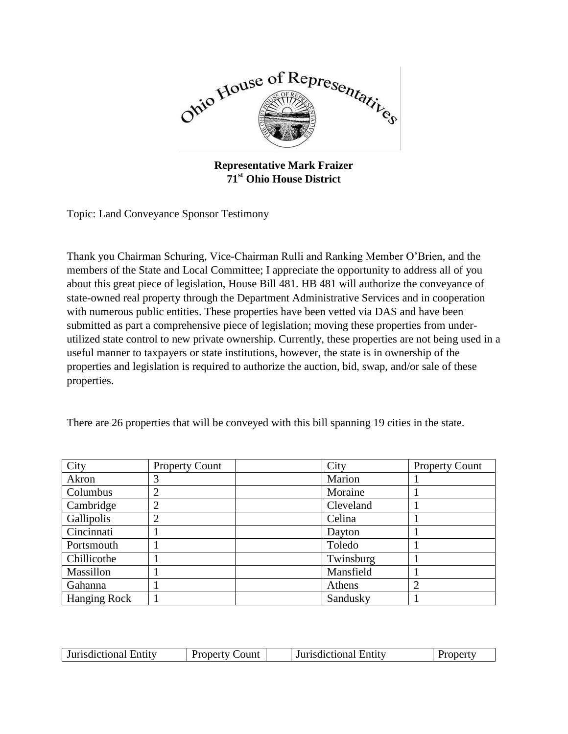Ohio House of Representatives

**Representative Mark Fraizer**
**71st Ohio House District**

Topic: Land Conveyance Sponsor Testimony

Thank you Chairman Schuring, Vice-Chairman Rulli and Ranking Member O'Brien, and the members of the State and Local Committee; I appreciate the opportunity to address all of you about this great piece of legislation, House Bill 481. HB 481 will authorize the conveyance of state-owned real property through the Department Administrative Services and in cooperation with numerous public entities. These properties have been vetted via DAS and have been submitted as part a comprehensive piece of legislation; moving these properties from under-utilized state control to new private ownership. Currently, these properties are not being used in a useful manner to taxpayers or state institutions, however, the state is in ownership of the properties and legislation is required to authorize the auction, bid, swap, and/or sale of these properties.

There are 26 properties that will be conveyed with this bill spanning 19 cities in the state.

| City | Property Count | | City | Property Count |
|---|---|---|---|---|
| Akron | 3 | | Marion | 1 |
| Columbus | 2 | | Moraine | 1 |
| Cambridge | 2 | | Cleveland | 1 |
| Gallipolis | 2 | | Celina | 1 |
| Cincinnati | 1 | | Dayton | 1 |
| Portsmouth | 1 | | Toledo | 1 |
| Chillicothe | 1 | | Twinsburg | 1 |
| Massillon | 1 | | Mansfield | 1 |
| Gahanna | 1 | | Athens | 2 |
| Hanging Rock | 1 | | Sandusky | 1 |

| Jurisdictional Entity | Property Count | | Jurisdictional Entity | Property |
|---|---|---|---|---|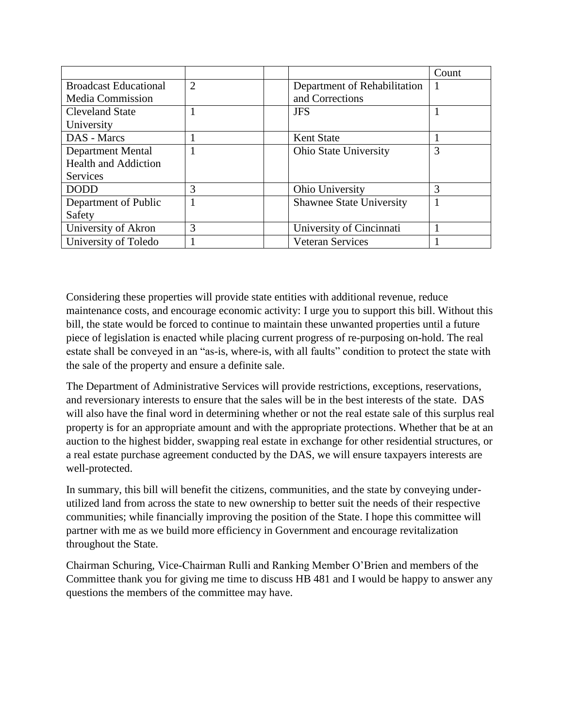| | | | | Count |
|---|---|---|---|---|
| Broadcast Educational Media Commission | 2 | | Department of Rehabilitation and Corrections | 1 |
| Cleveland State University | 1 | | JFS | 1 |
| DAS - Marcs | 1 | | Kent State | 1 |
| Department Mental Health and Addiction Services | 1 | | Ohio State University | 3 |
| DODD | 3 | | Ohio University | 3 |
| Department of Public Safety | 1 | | Shawnee State University | 1 |
| University of Akron | 3 | | University of Cincinnati | 1 |
| University of Toledo | 1 | | Veteran Services | 1 |

Considering these properties will provide state entities with additional revenue, reduce maintenance costs, and encourage economic activity: I urge you to support this bill. Without this bill, the state would be forced to continue to maintain these unwanted properties until a future piece of legislation is enacted while placing current progress of re-purposing on-hold. The real estate shall be conveyed in an "as-is, where-is, with all faults" condition to protect the state with the sale of the property and ensure a definite sale.

The Department of Administrative Services will provide restrictions, exceptions, reservations, and reversionary interests to ensure that the sales will be in the best interests of the state. DAS will also have the final word in determining whether or not the real estate sale of this surplus real property is for an appropriate amount and with the appropriate protections. Whether that be at an auction to the highest bidder, swapping real estate in exchange for other residential structures, or a real estate purchase agreement conducted by the DAS, we will ensure taxpayers interests are well-protected.

In summary, this bill will benefit the citizens, communities, and the state by conveying under-utilized land from across the state to new ownership to better suit the needs of their respective communities; while financially improving the position of the State. I hope this committee will partner with me as we build more efficiency in Government and encourage revitalization throughout the State.

Chairman Schuring, Vice-Chairman Rulli and Ranking Member O'Brien and members of the Committee thank you for giving me time to discuss HB 481 and I would be happy to answer any questions the members of the committee may have.